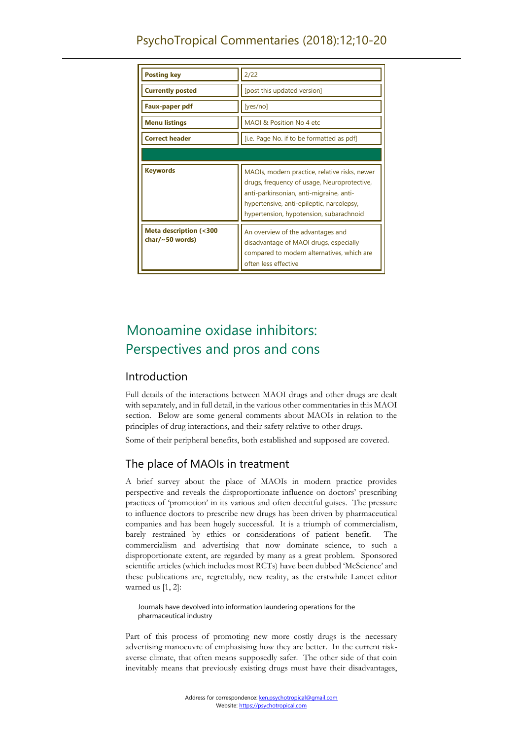| Posting key | 2/22 |
| --- | --- |
| Currently posted | [post this updated version] |
| Faux-paper pdf | [yes/no] |
| Menu listings | MAOI & Position No 4 etc |
| Correct header | [i.e. Page No. if to be formatted as pdf] |
| | |
| Keywords | MAOIs, modern practice, relative risks, newer drugs, frequency of usage, Neuroprotective, anti-parkinsonian, anti-migraine, anti-hypertensive, anti-epileptic, narcolepsy, hypertension, hypotension, subarachnoid |
| Meta description (<300 char/~50 words) | An overview of the advantages and disadvantage of MAOI drugs, especially compared to modern alternatives, which are often less effective |

# Monoamine oxidase inhibitors: Perspectives and pros and cons

## Introduction

Full details of the interactions between MAOI drugs and other drugs are dealt with separately, and in full detail, in the various other commentaries in this MAOI section. Below are some general comments about MAOIs in relation to the principles of drug interactions, and their safety relative to other drugs.

Some of their peripheral benefits, both established and supposed are covered.

## The place of MAOIs in treatment

A brief survey about the place of MAOIs in modern practice provides perspective and reveals the disproportionate influence on doctors' prescribing practices of 'promotion' in its various and often deceitful guises. The pressure to influence doctors to prescribe new drugs has been driven by pharmaceutical companies and has been hugely successful. It is a triumph of commercialism, barely restrained by ethics or considerations of patient benefit. The commercialism and advertising that now dominate science, to such a disproportionate extent, are regarded by many as a great problem. Sponsored scientific articles (which includes most RCTs) have been dubbed 'McScience' and these publications are, regrettably, new reality, as the erstwhile Lancet editor warned us [1, 2]:

> Journals have devolved into information laundering operations for the pharmaceutical industry

Part of this process of promoting new more costly drugs is the necessary advertising manoeuvre of emphasising how they are better. In the current risk-averse climate, that often means supposedly safer. The other side of that coin inevitably means that previously existing drugs must have their disadvantages,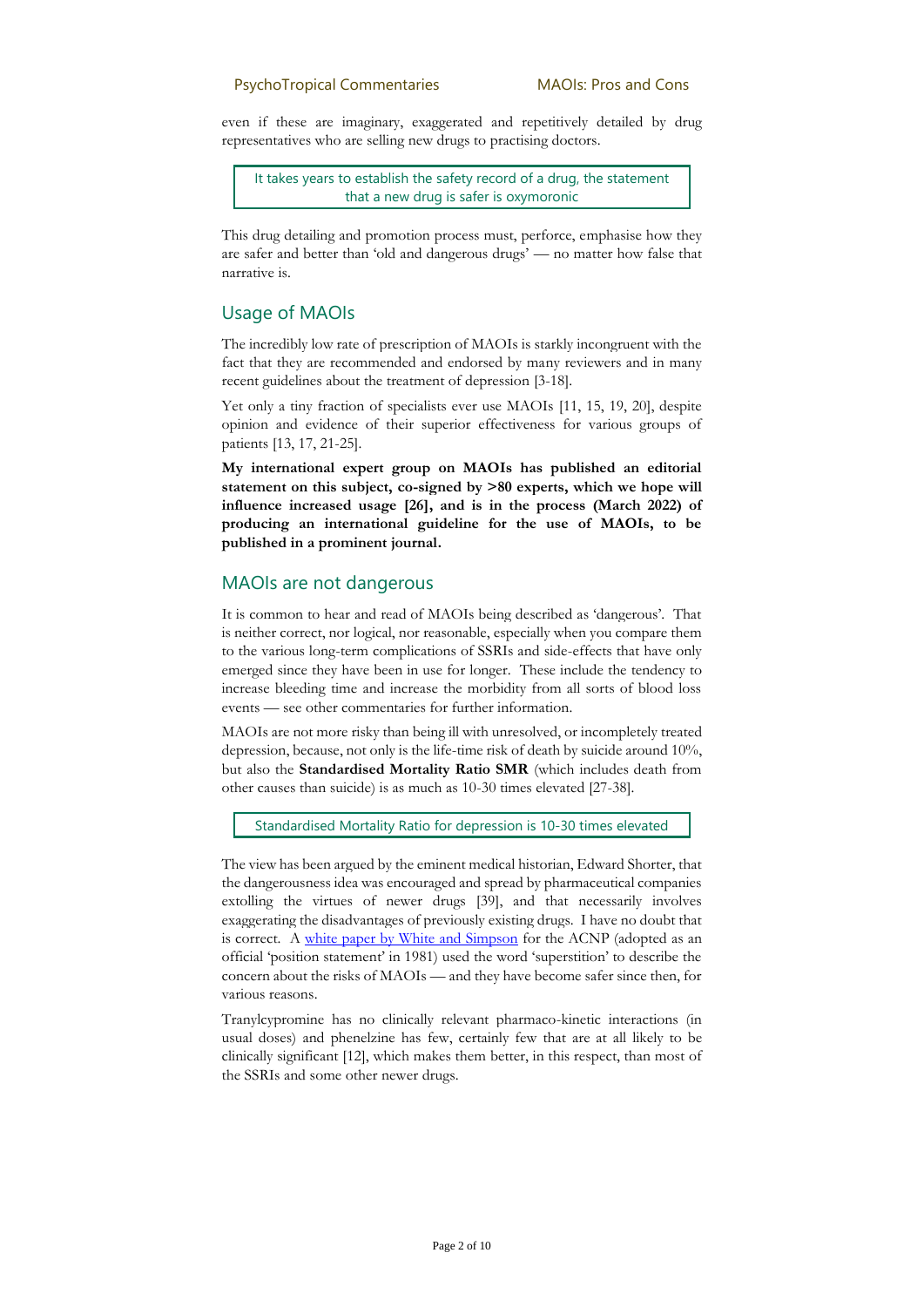even if these are imaginary, exaggerated and repetitively detailed by drug representatives who are selling new drugs to practising doctors.

> It takes years to establish the safety record of a drug, the statement that a new drug is safer is oxymoronic

This drug detailing and promotion process must, perforce, emphasise how they are safer and better than 'old and dangerous drugs' — no matter how false that narrative is.

## Usage of MAOIs

The incredibly low rate of prescription of MAOIs is starkly incongruent with the fact that they are recommended and endorsed by many reviewers and in many recent guidelines about the treatment of depression [3-18].

Yet only a tiny fraction of specialists ever use MAOIs [11, 15, 19, 20], despite opinion and evidence of their superior effectiveness for various groups of patients [13, 17, 21-25].

**My international expert group on MAOIs has published an editorial statement on this subject, co-signed by >80 experts, which we hope will influence increased usage [26], and is in the process (March 2022) of producing an international guideline for the use of MAOIs, to be published in a prominent journal.**

## MAOIs are not dangerous

It is common to hear and read of MAOIs being described as 'dangerous'. That is neither correct, nor logical, nor reasonable, especially when you compare them to the various long-term complications of SSRIs and side-effects that have only emerged since they have been in use for longer. These include the tendency to increase bleeding time and increase the morbidity from all sorts of blood loss events — see other commentaries for further information.

MAOIs are not more risky than being ill with unresolved, or incompletely treated depression, because, not only is the life-time risk of death by suicide around 10%, but also the **Standardised Mortality Ratio SMR** (which includes death from other causes than suicide) is as much as 10-30 times elevated [27-38].

> Standardised Mortality Ratio for depression is 10-30 times elevated

The view has been argued by the eminent medical historian, Edward Shorter, that the dangerousness idea was encouraged and spread by pharmaceutical companies extolling the virtues of newer drugs [39], and that necessarily involves exaggerating the disadvantages of previously existing drugs. I have no doubt that is correct. A white paper by White and Simpson for the ACNP (adopted as an official 'position statement' in 1981) used the word 'superstition' to describe the concern about the risks of MAOIs — and they have become safer since then, for various reasons.

Tranylcypromine has no clinically relevant pharmaco-kinetic interactions (in usual doses) and phenelzine has few, certainly few that are at all likely to be clinically significant [12], which makes them better, in this respect, than most of the SSRIs and some other newer drugs.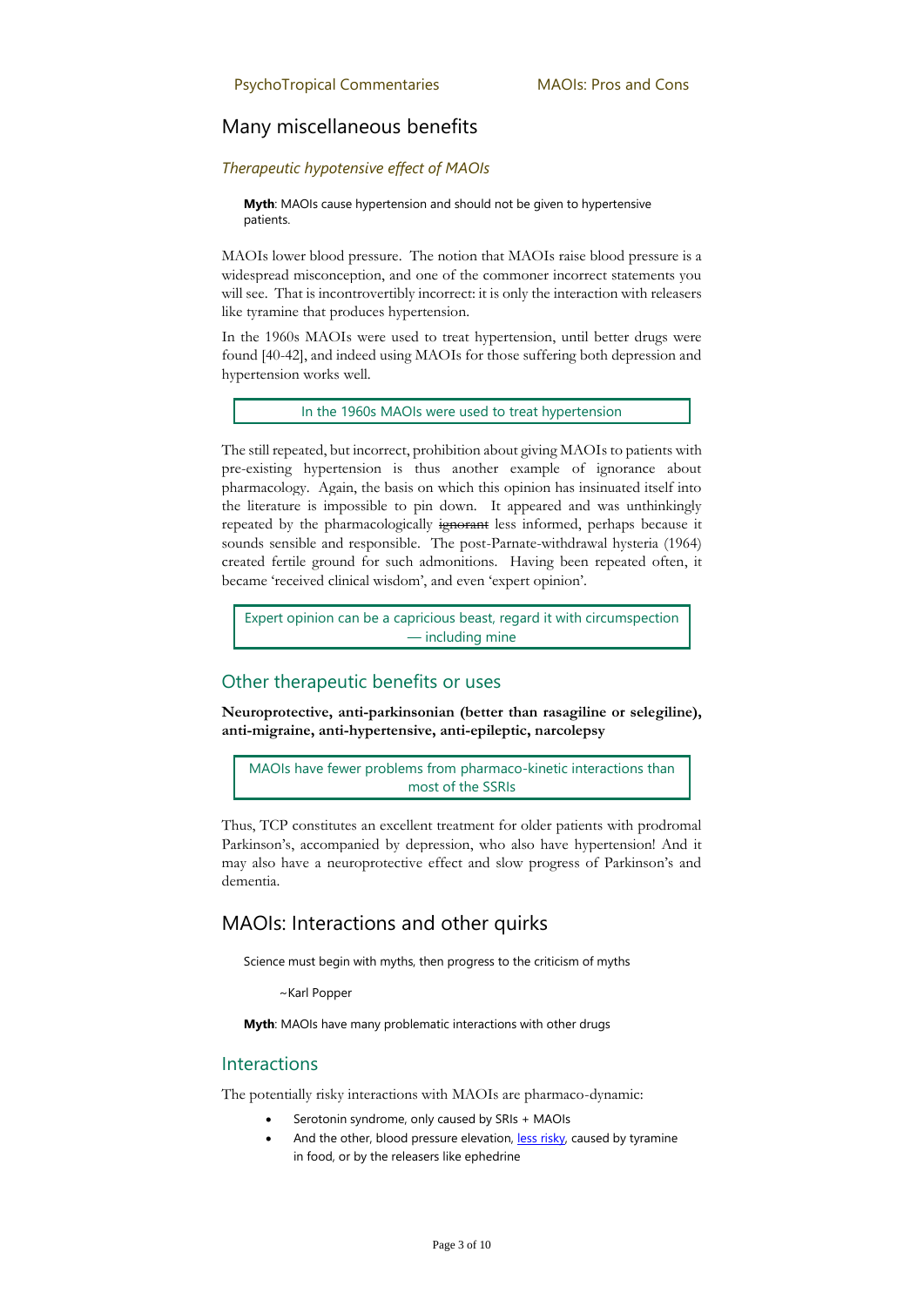## Many miscellaneous benefits

### *Therapeutic hypotensive effect of MAOIs*

> **Myth**: MAOIs cause hypertension and should not be given to hypertensive patients.

MAOIs lower blood pressure. The notion that MAOIs raise blood pressure is a widespread misconception, and one of the commoner incorrect statements you will see. That is incontrovertibly incorrect: it is only the interaction with releasers like tyramine that produces hypertension.

In the 1960s MAOIs were used to treat hypertension, until better drugs were found [40-42], and indeed using MAOIs for those suffering both depression and hypertension works well.

> In the 1960s MAOIs were used to treat hypertension

The still repeated, but incorrect, prohibition about giving MAOIs to patients with pre-existing hypertension is thus another example of ignorance about pharmacology. Again, the basis on which this opinion has insinuated itself into the literature is impossible to pin down. It appeared and was unthinkingly repeated by the pharmacologically ~~ignorant~~ less informed, perhaps because it sounds sensible and responsible. The post-Parnate-withdrawal hysteria (1964) created fertile ground for such admonitions. Having been repeated often, it became 'received clinical wisdom', and even 'expert opinion'.

> Expert opinion can be a capricious beast, regard it with circumspection — including mine

## Other therapeutic benefits or uses

**Neuroprotective, anti-parkinsonian (better than rasagiline or selegiline), anti-migraine, anti-hypertensive, anti-epileptic, narcolepsy**

> MAOIs have fewer problems from pharmaco-kinetic interactions than most of the SSRIs

Thus, TCP constitutes an excellent treatment for older patients with prodromal Parkinson's, accompanied by depression, who also have hypertension! And it may also have a neuroprotective effect and slow progress of Parkinson's and dementia.

## MAOIs: Interactions and other quirks

> Science must begin with myths, then progress to the criticism of myths
>
> ~Karl Popper

> **Myth**: MAOIs have many problematic interactions with other drugs

## Interactions

The potentially risky interactions with MAOIs are pharmaco-dynamic:

- Serotonin syndrome, only caused by SRIs + MAOIs
- And the other, blood pressure elevation, less risky, caused by tyramine in food, or by the releasers like ephedrine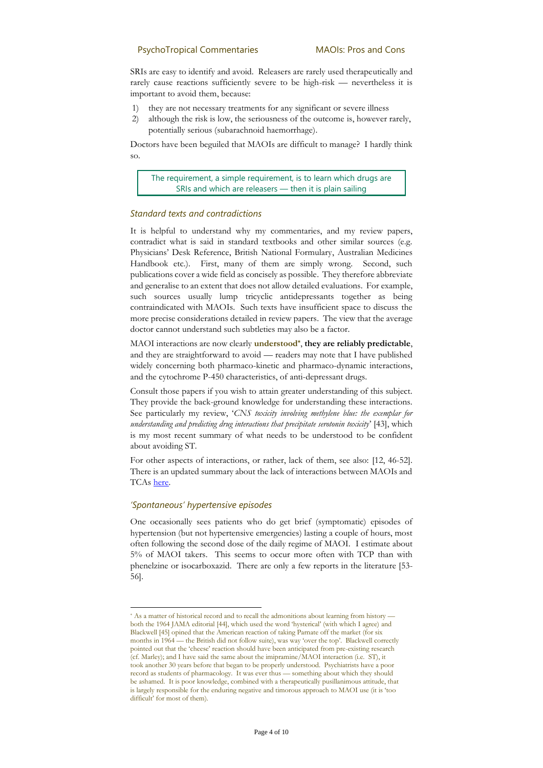SRIs are easy to identify and avoid. Releasers are rarely used therapeutically and rarely cause reactions sufficiently severe to be high-risk — nevertheless it is important to avoid them, because:

1) they are not necessary treatments for any significant or severe illness
2) although the risk is low, the seriousness of the outcome is, however rarely, potentially serious (subarachnoid haemorrhage).

Doctors have been beguiled that MAOIs are difficult to manage? I hardly think so.

> The requirement, a simple requirement, is to learn which drugs are SRIs and which are releasers — then it is plain sailing

### *Standard texts and contradictions*

It is helpful to understand why my commentaries, and my review papers, contradict what is said in standard textbooks and other similar sources (e.g. Physicians' Desk Reference, British National Formulary, Australian Medicines Handbook etc.). First, many of them are simply wrong. Second, such publications cover a wide field as concisely as possible. They therefore abbreviate and generalise to an extent that does not allow detailed evaluations. For example, such sources usually lump tricyclic antidepressants together as being contraindicated with MAOIs. Such texts have insufficient space to discuss the more precise considerations detailed in review papers. The view that the average doctor cannot understand such subtleties may also be a factor.

MAOI interactions are now clearly **understood***, **they are reliably predictable**, and they are straightforward to avoid — readers may note that I have published widely concerning both pharmaco-kinetic and pharmaco-dynamic interactions, and the cytochrome P-450 characteristics, of anti-depressant drugs.

Consult those papers if you wish to attain greater understanding of this subject. They provide the back-ground knowledge for understanding these interactions. See particularly my review, '*CNS toxicity involving methylene blue: the exemplar for understanding and predicting drug interactions that precipitate serotonin toxicity*' [43], which is my most recent summary of what needs to be understood to be confident about avoiding ST.

For other aspects of interactions, or rather, lack of them, see also: [12, 46-52]. There is an updated summary about the lack of interactions between MAOIs and TCAs here.

### *'Spontaneous' hypertensive episodes*

One occasionally sees patients who do get brief (symptomatic) episodes of hypertension (but not hypertensive emergencies) lasting a couple of hours, most often following the second dose of the daily regime of MAOI. I estimate about 5% of MAOI takers. This seems to occur more often with TCP than with phenelzine or isocarboxazid. There are only a few reports in the literature [53-56].

---

* As a matter of historical record and to recall the admonitions about learning from history — both the 1964 JAMA editorial [44], which used the word 'hysterical' (with which I agree) and Blackwell [45] opined that the American reaction of taking Parnate off the market (for six months in 1964 — the British did not follow suite), was way 'over the top'. Blackwell correctly pointed out that the 'cheese' reaction should have been anticipated from pre-existing research (cf. Marley); and I have said the same about the imipramine/MAOI interaction (i.e. ST), it took another 30 years before that began to be properly understood. Psychiatrists have a poor record as students of pharmacology. It was ever thus — something about which they should be ashamed. It is poor knowledge, combined with a therapeutically pusillanimous attitude, that is largely responsible for the enduring negative and timorous approach to MAOI use (it is 'too difficult' for most of them).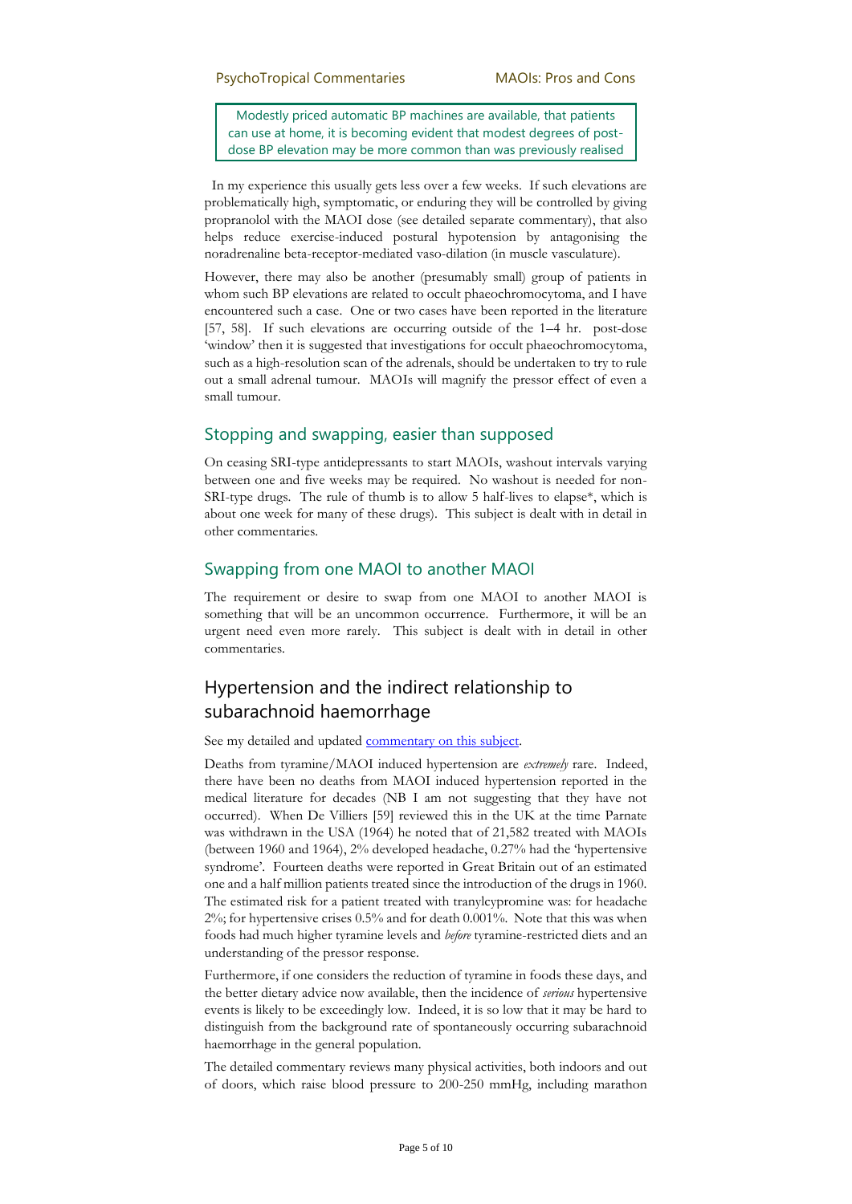> Modestly priced automatic BP machines are available, that patients can use at home, it is becoming evident that modest degrees of post-dose BP elevation may be more common than was previously realised

In my experience this usually gets less over a few weeks. If such elevations are problematically high, symptomatic, or enduring they will be controlled by giving propranolol with the MAOI dose (see detailed separate commentary), that also helps reduce exercise-induced postural hypotension by antagonising the noradrenaline beta-receptor-mediated vaso-dilation (in muscle vasculature).

However, there may also be another (presumably small) group of patients in whom such BP elevations are related to occult phaeochromocytoma, and I have encountered such a case. One or two cases have been reported in the literature [57, 58]. If such elevations are occurring outside of the 1–4 hr. post-dose 'window' then it is suggested that investigations for occult phaeochromocytoma, such as a high-resolution scan of the adrenals, should be undertaken to try to rule out a small adrenal tumour. MAOIs will magnify the pressor effect of even a small tumour.

## Stopping and swapping, easier than supposed

On ceasing SRI-type antidepressants to start MAOIs, washout intervals varying between one and five weeks may be required. No washout is needed for non-SRI-type drugs. The rule of thumb is to allow 5 half-lives to elapse*, which is about one week for many of these drugs). This subject is dealt with in detail in other commentaries.

## Swapping from one MAOI to another MAOI

The requirement or desire to swap from one MAOI to another MAOI is something that will be an uncommon occurrence. Furthermore, it will be an urgent need even more rarely. This subject is dealt with in detail in other commentaries.

# Hypertension and the indirect relationship to subarachnoid haemorrhage

See my detailed and updated commentary on this subject.

Deaths from tyramine/MAOI induced hypertension are *extremely* rare. Indeed, there have been no deaths from MAOI induced hypertension reported in the medical literature for decades (NB I am not suggesting that they have not occurred). When De Villiers [59] reviewed this in the UK at the time Parnate was withdrawn in the USA (1964) he noted that of 21,582 treated with MAOIs (between 1960 and 1964), 2% developed headache, 0.27% had the 'hypertensive syndrome'. Fourteen deaths were reported in Great Britain out of an estimated one and a half million patients treated since the introduction of the drugs in 1960. The estimated risk for a patient treated with tranylcypromine was: for headache 2%; for hypertensive crises 0.5% and for death 0.001%. Note that this was when foods had much higher tyramine levels and *before* tyramine-restricted diets and an understanding of the pressor response.

Furthermore, if one considers the reduction of tyramine in foods these days, and the better dietary advice now available, then the incidence of *serious* hypertensive events is likely to be exceedingly low. Indeed, it is so low that it may be hard to distinguish from the background rate of spontaneously occurring subarachnoid haemorrhage in the general population.

The detailed commentary reviews many physical activities, both indoors and out of doors, which raise blood pressure to 200-250 mmHg, including marathon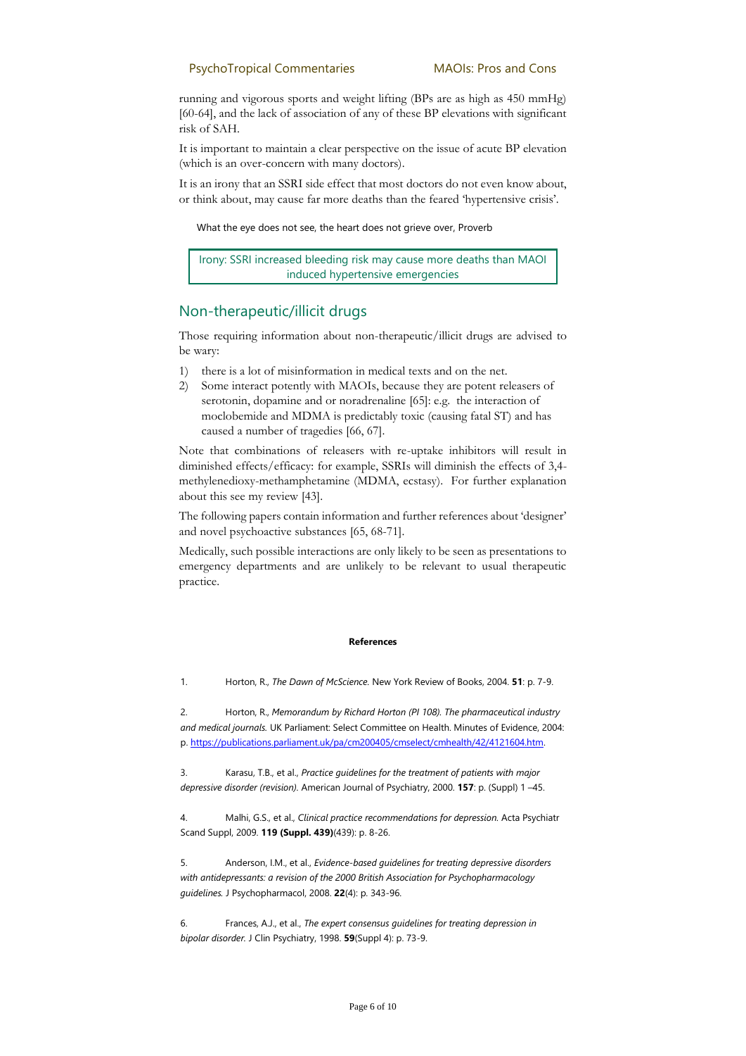running and vigorous sports and weight lifting (BPs are as high as 450 mmHg) [60-64], and the lack of association of any of these BP elevations with significant risk of SAH.

It is important to maintain a clear perspective on the issue of acute BP elevation (which is an over-concern with many doctors).

It is an irony that an SSRI side effect that most doctors do not even know about, or think about, may cause far more deaths than the feared 'hypertensive crisis'.

What the eye does not see, the heart does not grieve over, Proverb

> Irony: SSRI increased bleeding risk may cause more deaths than MAOI induced hypertensive emergencies

## Non-therapeutic/illicit drugs

Those requiring information about non-therapeutic/illicit drugs are advised to be wary:

1) there is a lot of misinformation in medical texts and on the net.
2) Some interact potently with MAOIs, because they are potent releasers of serotonin, dopamine and or noradrenaline [65]: e.g. the interaction of moclobemide and MDMA is predictably toxic (causing fatal ST) and has caused a number of tragedies [66, 67].

Note that combinations of releasers with re-uptake inhibitors will result in diminished effects/efficacy: for example, SSRIs will diminish the effects of 3,4-methylenedioxy-methamphetamine (MDMA, ecstasy). For further explanation about this see my review [43].

The following papers contain information and further references about 'designer' and novel psychoactive substances [65, 68-71].

Medically, such possible interactions are only likely to be seen as presentations to emergency departments and are unlikely to be relevant to usual therapeutic practice.

**References**

1. Horton, R., *The Dawn of McScience.* New York Review of Books, 2004. **51**: p. 7-9.

2. Horton, R., *Memorandum by Richard Horton (PI 108). The pharmaceutical industry and medical journals.* UK Parliament: Select Committee on Health. Minutes of Evidence, 2004: p. https://publications.parliament.uk/pa/cm200405/cmselect/cmhealth/42/4121604.htm.

3. Karasu, T.B., et al., *Practice guidelines for the treatment of patients with major depressive disorder (revision).* American Journal of Psychiatry, 2000. **157**: p. (Suppl) 1 –45.

4. Malhi, G.S., et al., *Clinical practice recommendations for depression.* Acta Psychiatr Scand Suppl, 2009. **119 (Suppl. 439)**(439): p. 8-26.

5. Anderson, I.M., et al., *Evidence-based guidelines for treating depressive disorders with antidepressants: a revision of the 2000 British Association for Psychopharmacology guidelines.* J Psychopharmacol, 2008. **22**(4): p. 343-96.

6. Frances, A.J., et al., *The expert consensus guidelines for treating depression in bipolar disorder.* J Clin Psychiatry, 1998. **59**(Suppl 4): p. 73-9.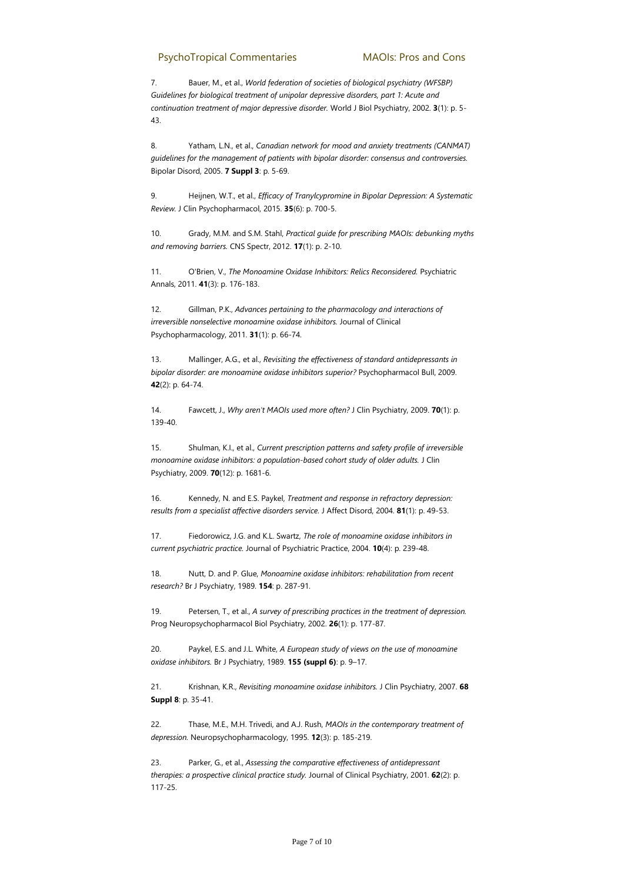7. Bauer, M., et al., *World federation of societies of biological psychiatry (WFSBP) Guidelines for biological treatment of unipolar depressive disorders, part 1: Acute and continuation treatment of major depressive disorder.* World J Biol Psychiatry, 2002. **3**(1): p. 5-43.

8. Yatham, L.N., et al., *Canadian network for mood and anxiety treatments (CANMAT) guidelines for the management of patients with bipolar disorder: consensus and controversies.* Bipolar Disord, 2005. **7 Suppl 3**: p. 5-69.

9. Heijnen, W.T., et al., *Efficacy of Tranylcypromine in Bipolar Depression: A Systematic Review.* J Clin Psychopharmacol, 2015. **35**(6): p. 700-5.

10. Grady, M.M. and S.M. Stahl, *Practical guide for prescribing MAOIs: debunking myths and removing barriers.* CNS Spectr, 2012. **17**(1): p. 2-10.

11. O'Brien, V., *The Monoamine Oxidase Inhibitors: Relics Reconsidered.* Psychiatric Annals, 2011. **41**(3): p. 176-183.

12. Gillman, P.K., *Advances pertaining to the pharmacology and interactions of irreversible nonselective monoamine oxidase inhibitors.* Journal of Clinical Psychopharmacology, 2011. **31**(1): p. 66-74.

13. Mallinger, A.G., et al., *Revisiting the effectiveness of standard antidepressants in bipolar disorder: are monoamine oxidase inhibitors superior?* Psychopharmacol Bull, 2009. **42**(2): p. 64-74.

14. Fawcett, J., *Why aren't MAOIs used more often?* J Clin Psychiatry, 2009. **70**(1): p. 139-40.

15. Shulman, K.I., et al., *Current prescription patterns and safety profile of irreversible monoamine oxidase inhibitors: a population-based cohort study of older adults.* J Clin Psychiatry, 2009. **70**(12): p. 1681-6.

16. Kennedy, N. and E.S. Paykel, *Treatment and response in refractory depression: results from a specialist affective disorders service.* J Affect Disord, 2004. **81**(1): p. 49-53.

17. Fiedorowicz, J.G. and K.L. Swartz, *The role of monoamine oxidase inhibitors in current psychiatric practice.* Journal of Psychiatric Practice, 2004. **10**(4): p. 239-48.

18. Nutt, D. and P. Glue, *Monoamine oxidase inhibitors: rehabilitation from recent research?* Br J Psychiatry, 1989. **154**: p. 287-91.

19. Petersen, T., et al., *A survey of prescribing practices in the treatment of depression.* Prog Neuropsychopharmacol Biol Psychiatry, 2002. **26**(1): p. 177-87.

20. Paykel, E.S. and J.L. White, *A European study of views on the use of monoamine oxidase inhibitors.* Br J Psychiatry, 1989. **155 (suppl 6)**: p. 9–17.

21. Krishnan, K.R., *Revisiting monoamine oxidase inhibitors.* J Clin Psychiatry, 2007. **68 Suppl 8**: p. 35-41.

22. Thase, M.E., M.H. Trivedi, and A.J. Rush, *MAOIs in the contemporary treatment of depression.* Neuropsychopharmacology, 1995. **12**(3): p. 185-219.

23. Parker, G., et al., *Assessing the comparative effectiveness of antidepressant therapies: a prospective clinical practice study.* Journal of Clinical Psychiatry, 2001. **62**(2): p. 117-25.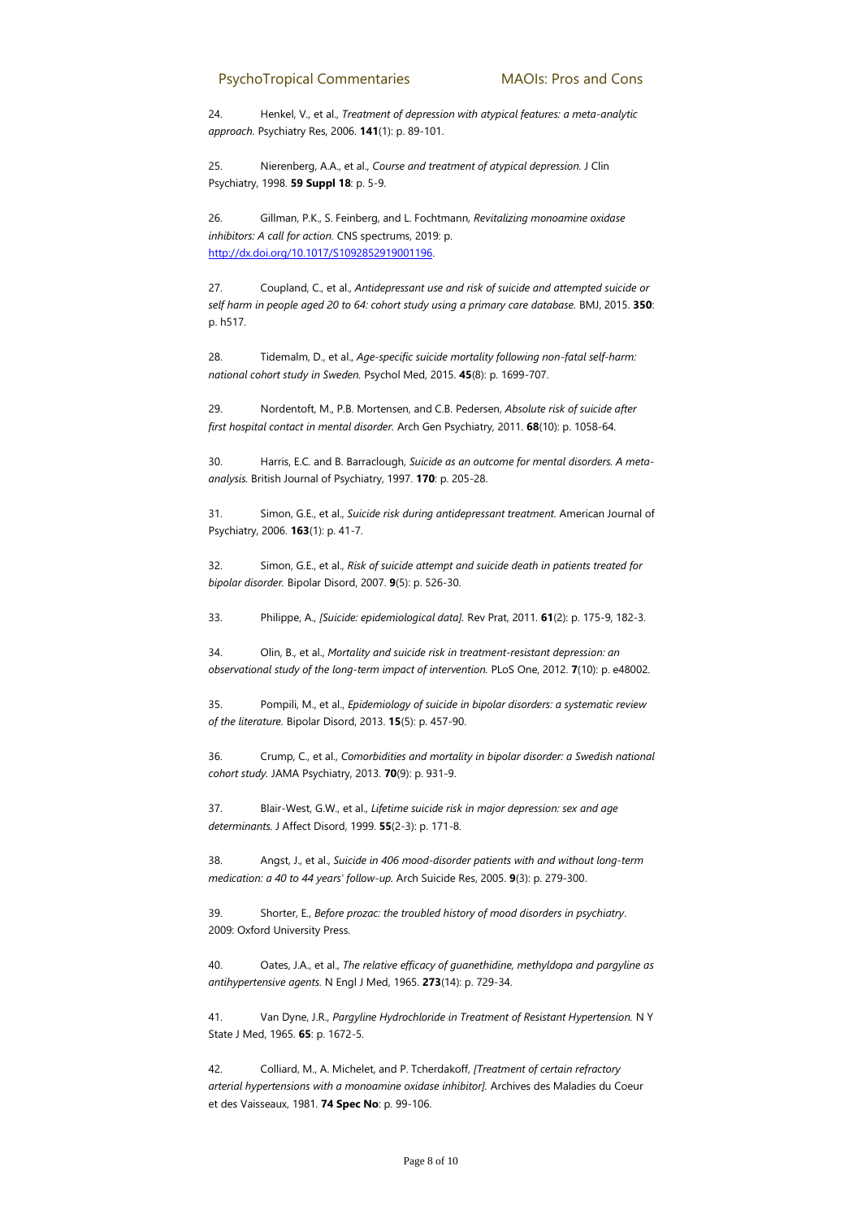24. Henkel, V., et al., *Treatment of depression with atypical features: a meta-analytic approach.* Psychiatry Res, 2006. **141**(1): p. 89-101.

25. Nierenberg, A.A., et al., *Course and treatment of atypical depression.* J Clin Psychiatry, 1998. **59 Suppl 18**: p. 5-9.

26. Gillman, P.K., S. Feinberg, and L. Fochtmann, *Revitalizing monoamine oxidase inhibitors: A call for action.* CNS spectrums, 2019: p. http://dx.doi.org/10.1017/S1092852919001196.

27. Coupland, C., et al., *Antidepressant use and risk of suicide and attempted suicide or self harm in people aged 20 to 64: cohort study using a primary care database.* BMJ, 2015. **350**: p. h517.

28. Tidemalm, D., et al., *Age-specific suicide mortality following non-fatal self-harm: national cohort study in Sweden.* Psychol Med, 2015. **45**(8): p. 1699-707.

29. Nordentoft, M., P.B. Mortensen, and C.B. Pedersen, *Absolute risk of suicide after first hospital contact in mental disorder.* Arch Gen Psychiatry, 2011. **68**(10): p. 1058-64.

30. Harris, E.C. and B. Barraclough, *Suicide as an outcome for mental disorders. A meta-analysis.* British Journal of Psychiatry, 1997. **170**: p. 205-28.

31. Simon, G.E., et al., *Suicide risk during antidepressant treatment.* American Journal of Psychiatry, 2006. **163**(1): p. 41-7.

32. Simon, G.E., et al., *Risk of suicide attempt and suicide death in patients treated for bipolar disorder.* Bipolar Disord, 2007. **9**(5): p. 526-30.

33. Philippe, A., *[Suicide: epidemiological data].* Rev Prat, 2011. **61**(2): p. 175-9, 182-3.

34. Olin, B., et al., *Mortality and suicide risk in treatment-resistant depression: an observational study of the long-term impact of intervention.* PLoS One, 2012. **7**(10): p. e48002.

35. Pompili, M., et al., *Epidemiology of suicide in bipolar disorders: a systematic review of the literature.* Bipolar Disord, 2013. **15**(5): p. 457-90.

36. Crump, C., et al., *Comorbidities and mortality in bipolar disorder: a Swedish national cohort study.* JAMA Psychiatry, 2013. **70**(9): p. 931-9.

37. Blair-West, G.W., et al., *Lifetime suicide risk in major depression: sex and age determinants.* J Affect Disord, 1999. **55**(2-3): p. 171-8.

38. Angst, J., et al., *Suicide in 406 mood-disorder patients with and without long-term medication: a 40 to 44 years' follow-up.* Arch Suicide Res, 2005. **9**(3): p. 279-300.

39. Shorter, E., *Before prozac: the troubled history of mood disorders in psychiatry*. 2009: Oxford University Press.

40. Oates, J.A., et al., *The relative efficacy of guanethidine, methyldopa and pargyline as antihypertensive agents.* N Engl J Med, 1965. **273**(14): p. 729-34.

41. Van Dyne, J.R., *Pargyline Hydrochloride in Treatment of Resistant Hypertension.* N Y State J Med, 1965. **65**: p. 1672-5.

42. Colliard, M., A. Michelet, and P. Tcherdakoff, *[Treatment of certain refractory arterial hypertensions with a monoamine oxidase inhibitor].* Archives des Maladies du Coeur et des Vaisseaux, 1981. **74 Spec No**: p. 99-106.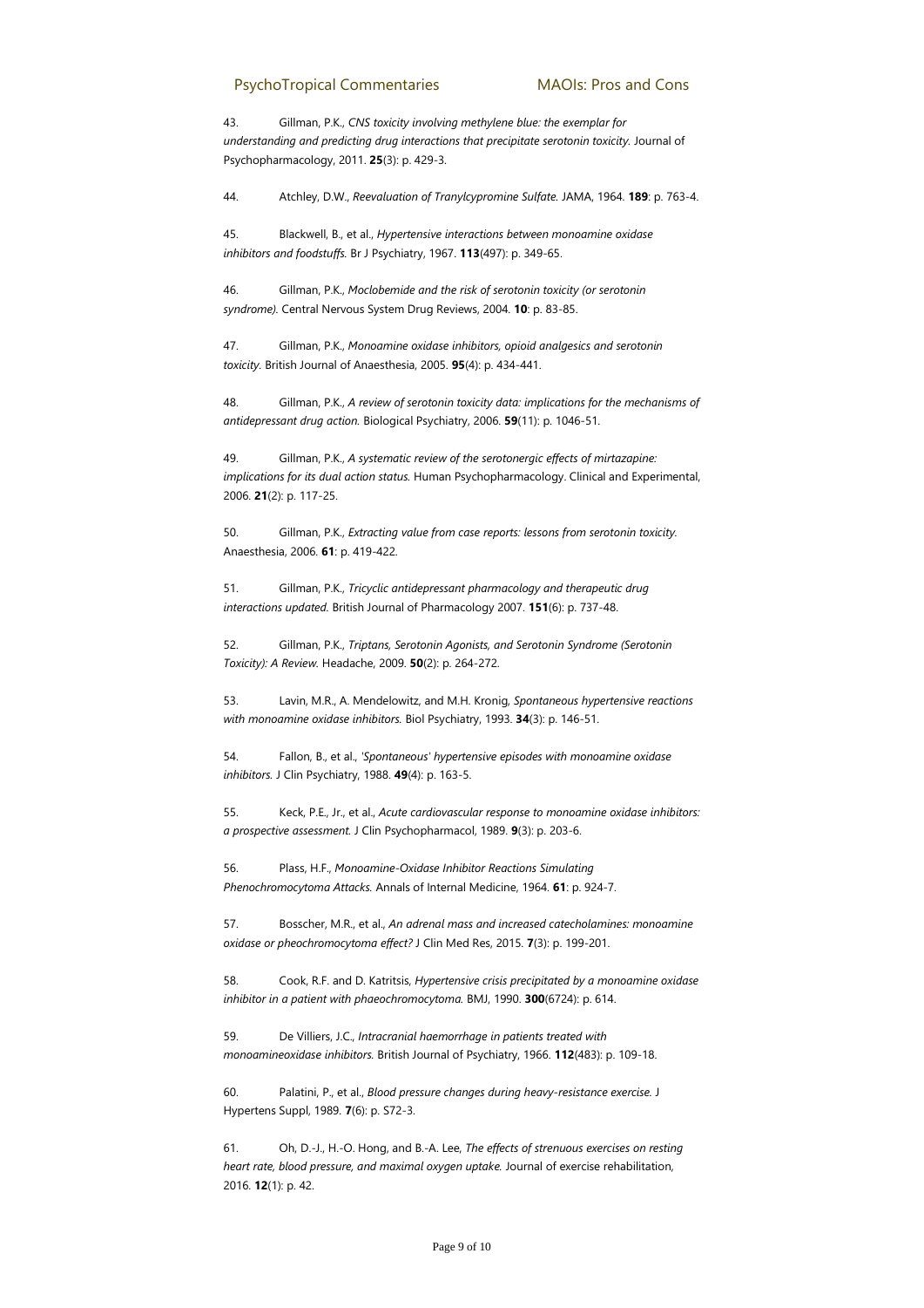43. Gillman, P.K., *CNS toxicity involving methylene blue: the exemplar for understanding and predicting drug interactions that precipitate serotonin toxicity.* Journal of Psychopharmacology, 2011. **25**(3): p. 429-3.

44. Atchley, D.W., *Reevaluation of Tranylcypromine Sulfate.* JAMA, 1964. **189**: p. 763-4.

45. Blackwell, B., et al., *Hypertensive interactions between monoamine oxidase inhibitors and foodstuffs.* Br J Psychiatry, 1967. **113**(497): p. 349-65.

46. Gillman, P.K., *Moclobemide and the risk of serotonin toxicity (or serotonin syndrome).* Central Nervous System Drug Reviews, 2004. **10**: p. 83-85.

47. Gillman, P.K., *Monoamine oxidase inhibitors, opioid analgesics and serotonin toxicity.* British Journal of Anaesthesia, 2005. **95**(4): p. 434-441.

48. Gillman, P.K., *A review of serotonin toxicity data: implications for the mechanisms of antidepressant drug action.* Biological Psychiatry, 2006. **59**(11): p. 1046-51.

49. Gillman, P.K., *A systematic review of the serotonergic effects of mirtazapine: implications for its dual action status.* Human Psychopharmacology. Clinical and Experimental, 2006. **21**(2): p. 117-25.

50. Gillman, P.K., *Extracting value from case reports: lessons from serotonin toxicity.* Anaesthesia, 2006. **61**: p. 419-422.

51. Gillman, P.K., *Tricyclic antidepressant pharmacology and therapeutic drug interactions updated.* British Journal of Pharmacology 2007. **151**(6): p. 737-48.

52. Gillman, P.K., *Triptans, Serotonin Agonists, and Serotonin Syndrome (Serotonin Toxicity): A Review.* Headache, 2009. **50**(2): p. 264-272.

53. Lavin, M.R., A. Mendelowitz, and M.H. Kronig, *Spontaneous hypertensive reactions with monoamine oxidase inhibitors.* Biol Psychiatry, 1993. **34**(3): p. 146-51.

54. Fallon, B., et al., *'Spontaneous' hypertensive episodes with monoamine oxidase inhibitors.* J Clin Psychiatry, 1988. **49**(4): p. 163-5.

55. Keck, P.E., Jr., et al., *Acute cardiovascular response to monoamine oxidase inhibitors: a prospective assessment.* J Clin Psychopharmacol, 1989. **9**(3): p. 203-6.

56. Plass, H.F., *Monoamine-Oxidase Inhibitor Reactions Simulating Phenochromocytoma Attacks.* Annals of Internal Medicine, 1964. **61**: p. 924-7.

57. Bosscher, M.R., et al., *An adrenal mass and increased catecholamines: monoamine oxidase or pheochromocytoma effect?* J Clin Med Res, 2015. **7**(3): p. 199-201.

58. Cook, R.F. and D. Katritsis, *Hypertensive crisis precipitated by a monoamine oxidase inhibitor in a patient with phaeochromocytoma.* BMJ, 1990. **300**(6724): p. 614.

59. De Villiers, J.C., *Intracranial haemorrhage in patients treated with monoamineoxidase inhibitors.* British Journal of Psychiatry, 1966. **112**(483): p. 109-18.

60. Palatini, P., et al., *Blood pressure changes during heavy-resistance exercise.* J Hypertens Suppl, 1989. **7**(6): p. S72-3.

61. Oh, D.-J., H.-O. Hong, and B.-A. Lee, *The effects of strenuous exercises on resting heart rate, blood pressure, and maximal oxygen uptake.* Journal of exercise rehabilitation, 2016. **12**(1): p. 42.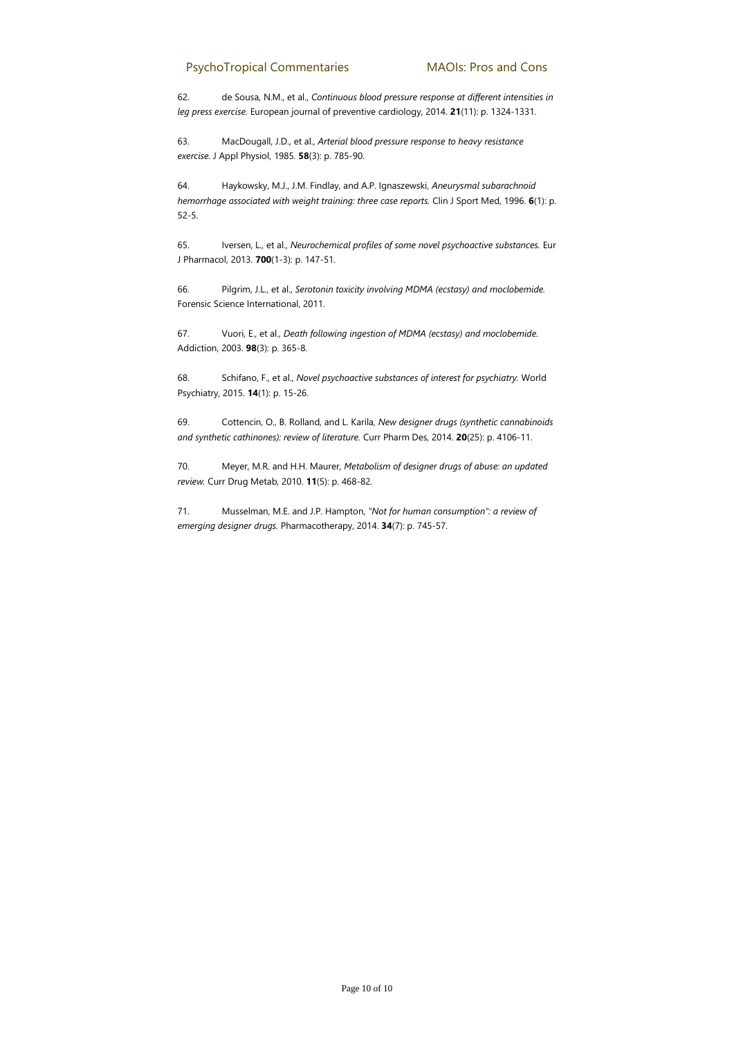62. de Sousa, N.M., et al., *Continuous blood pressure response at different intensities in leg press exercise.* European journal of preventive cardiology, 2014. **21**(11): p. 1324-1331.

63. MacDougall, J.D., et al., *Arterial blood pressure response to heavy resistance exercise.* J Appl Physiol, 1985. **58**(3): p. 785-90.

64. Haykowsky, M.J., J.M. Findlay, and A.P. Ignaszewski, *Aneurysmal subarachnoid hemorrhage associated with weight training: three case reports.* Clin J Sport Med, 1996. **6**(1): p. 52-5.

65. Iversen, L., et al., *Neurochemical profiles of some novel psychoactive substances.* Eur J Pharmacol, 2013. **700**(1-3): p. 147-51.

66. Pilgrim, J.L., et al., *Serotonin toxicity involving MDMA (ecstasy) and moclobemide.* Forensic Science International, 2011.

67. Vuori, E., et al., *Death following ingestion of MDMA (ecstasy) and moclobemide.* Addiction, 2003. **98**(3): p. 365-8.

68. Schifano, F., et al., *Novel psychoactive substances of interest for psychiatry.* World Psychiatry, 2015. **14**(1): p. 15-26.

69. Cottencin, O., B. Rolland, and L. Karila, *New designer drugs (synthetic cannabinoids and synthetic cathinones): review of literature.* Curr Pharm Des, 2014. **20**(25): p. 4106-11.

70. Meyer, M.R. and H.H. Maurer, *Metabolism of designer drugs of abuse: an updated review.* Curr Drug Metab, 2010. **11**(5): p. 468-82.

71. Musselman, M.E. and J.P. Hampton, *"Not for human consumption": a review of emerging designer drugs.* Pharmacotherapy, 2014. **34**(7): p. 745-57.